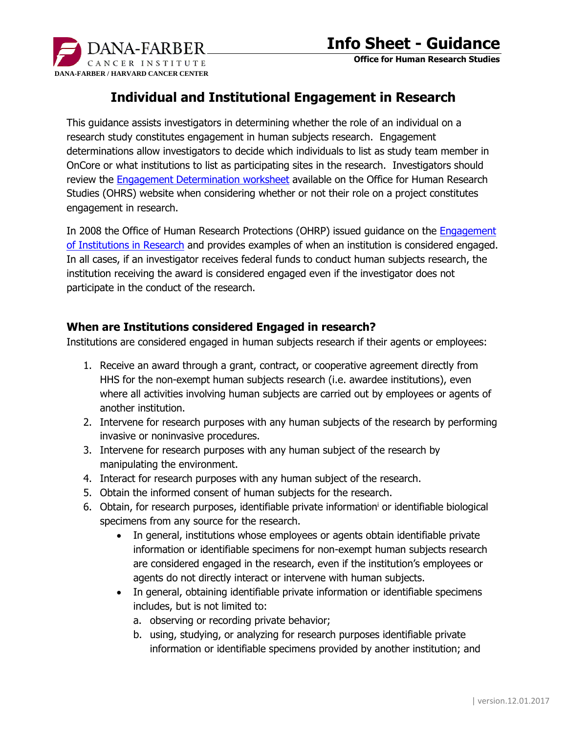# Info Sheet - Guidance

**Office for Human Research Studies**

## Individual and Institutional Engagement in Research

This guidance assists investigators in determining whether the role of an individual on a research study constitutes engagement in human subjects research. Engagement determinations allow investigators to decide which individuals to list as study team member in OnCore or what institutions to list as participating sites in the research. Investigators should review the Engagement Determination worksheet available on the Office for Human Research Studies (OHRS) website when considering whether or not their role on a project constitutes engagement in research.

In 2008 the Office of Human Research Protections (OHRP) issued guidance on the Engagement of Institutions in Research and provides examples of when an institution is considered engaged. In all cases, if an investigator receives federal funds to conduct human subjects research, the institution receiving the award is considered engaged even if the investigator does not participate in the conduct of the research.

### When are Institutions considered Engaged in research?

Institutions are considered engaged in human subjects research if their agents or employees:

1. Receive an award through a grant, contract, or cooperative agreement directly from HHS for the non-exempt human subjects research (i.e. awardee institutions), even where all activities involving human subjects are carried out by employees or agents of another institution.
2. Intervene for research purposes with any human subjects of the research by performing invasive or noninvasive procedures.
3. Intervene for research purposes with any human subject of the research by manipulating the environment.
4. Interact for research purposes with any human subject of the research.
5. Obtain the informed consent of human subjects for the research.
6. Obtain, for research purposes, identifiable private information[i] or identifiable biological specimens from any source for the research.
   - In general, institutions whose employees or agents obtain identifiable private information or identifiable specimens for non-exempt human subjects research are considered engaged in the research, even if the institution's employees or agents do not directly interact or intervene with human subjects.
   - In general, obtaining identifiable private information or identifiable specimens includes, but is not limited to:
     a. observing or recording private behavior;
     b. using, studying, or analyzing for research purposes identifiable private information or identifiable specimens provided by another institution; and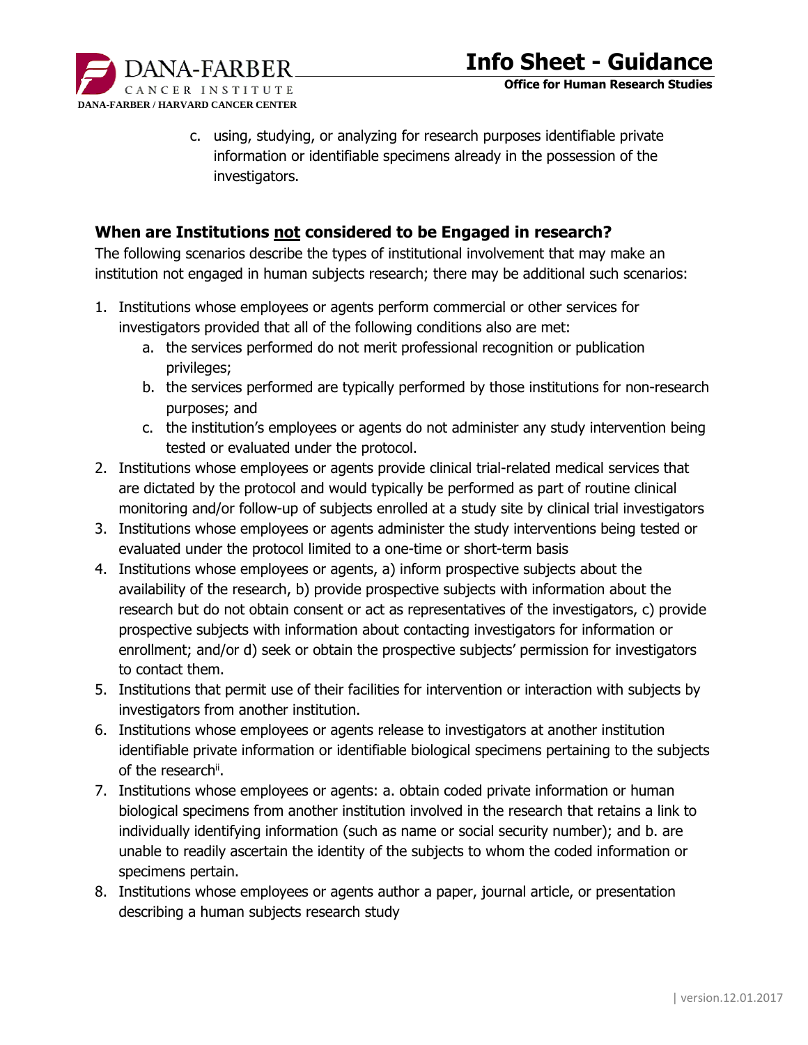c. using, studying, or analyzing for research purposes identifiable private information or identifiable specimens already in the possession of the investigators.

### When are Institutions not considered to be Engaged in research?

The following scenarios describe the types of institutional involvement that may make an institution not engaged in human subjects research; there may be additional such scenarios:

1. Institutions whose employees or agents perform commercial or other services for investigators provided that all of the following conditions also are met:
   a. the services performed do not merit professional recognition or publication privileges;
   b. the services performed are typically performed by those institutions for non-research purposes; and
   c. the institution's employees or agents do not administer any study intervention being tested or evaluated under the protocol.
2. Institutions whose employees or agents provide clinical trial-related medical services that are dictated by the protocol and would typically be performed as part of routine clinical monitoring and/or follow-up of subjects enrolled at a study site by clinical trial investigators
3. Institutions whose employees or agents administer the study interventions being tested or evaluated under the protocol limited to a one-time or short-term basis
4. Institutions whose employees or agents, a) inform prospective subjects about the availability of the research, b) provide prospective subjects with information about the research but do not obtain consent or act as representatives of the investigators, c) provide prospective subjects with information about contacting investigators for information or enrollment; and/or d) seek or obtain the prospective subjects' permission for investigators to contact them.
5. Institutions that permit use of their facilities for intervention or interaction with subjects by investigators from another institution.
6. Institutions whose employees or agents release to investigators at another institution identifiable private information or identifiable biological specimens pertaining to the subjects of the research[ii].
7. Institutions whose employees or agents: a. obtain coded private information or human biological specimens from another institution involved in the research that retains a link to individually identifying information (such as name or social security number); and b. are unable to readily ascertain the identity of the subjects to whom the coded information or specimens pertain.
8. Institutions whose employees or agents author a paper, journal article, or presentation describing a human subjects research study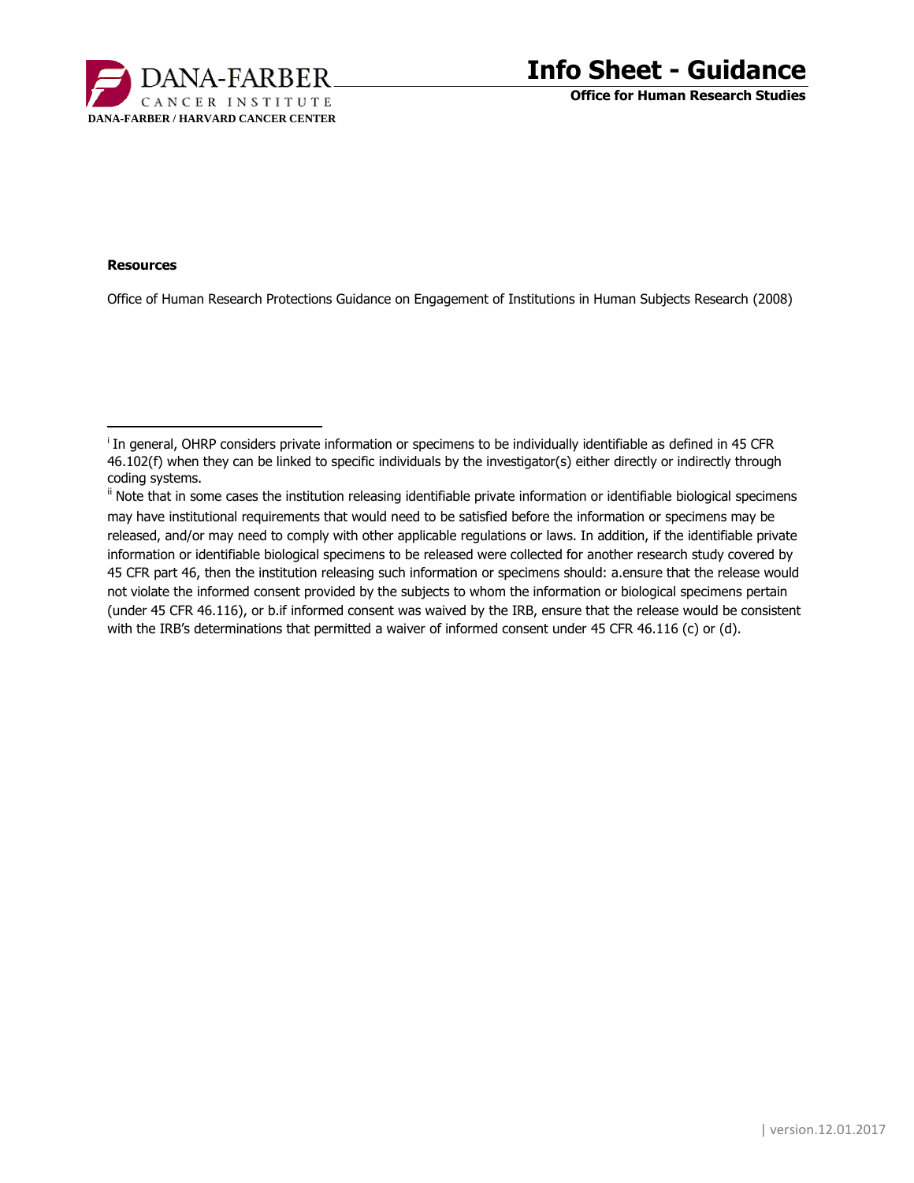**Resources**

Office of Human Research Protections Guidance on Engagement of Institutions in Human Subjects Research (2008)

---

[i] In general, OHRP considers private information or specimens to be individually identifiable as defined in 45 CFR 46.102(f) when they can be linked to specific individuals by the investigator(s) either directly or indirectly through coding systems.

[ii] Note that in some cases the institution releasing identifiable private information or identifiable biological specimens may have institutional requirements that would need to be satisfied before the information or specimens may be released, and/or may need to comply with other applicable regulations or laws. In addition, if the identifiable private information or identifiable biological specimens to be released were collected for another research study covered by 45 CFR part 46, then the institution releasing such information or specimens should: a.ensure that the release would not violate the informed consent provided by the subjects to whom the information or biological specimens pertain (under 45 CFR 46.116), or b.if informed consent was waived by the IRB, ensure that the release would be consistent with the IRB's determinations that permitted a waiver of informed consent under 45 CFR 46.116 (c) or (d).